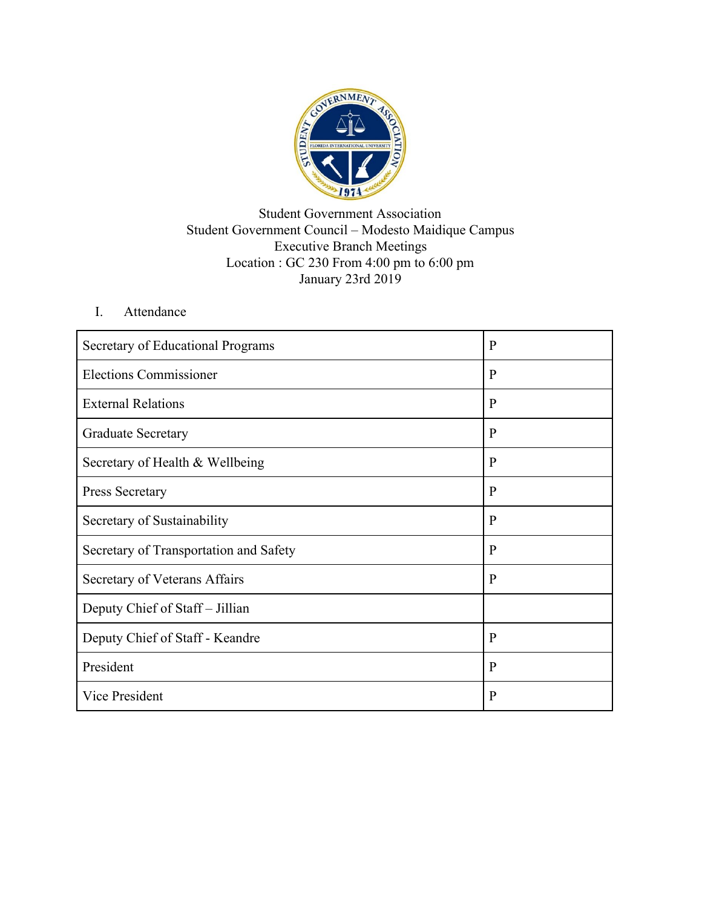Student Government Association
Student Government Council – Modesto Maidique Campus
Executive Branch Meetings
Location : GC 230 From 4:00 pm to 6:00 pm
January 23rd 2019

I. Attendance

| | |
|---|---|
| Secretary of Educational Programs | P |
| Elections Commissioner | P |
| External Relations | P |
| Graduate Secretary | P |
| Secretary of Health & Wellbeing | P |
| Press Secretary | P |
| Secretary of Sustainability | P |
| Secretary of Transportation and Safety | P |
| Secretary of Veterans Affairs | P |
| Deputy Chief of Staff – Jillian | |
| Deputy Chief of Staff - Keandre | P |
| President | P |
| Vice President | P |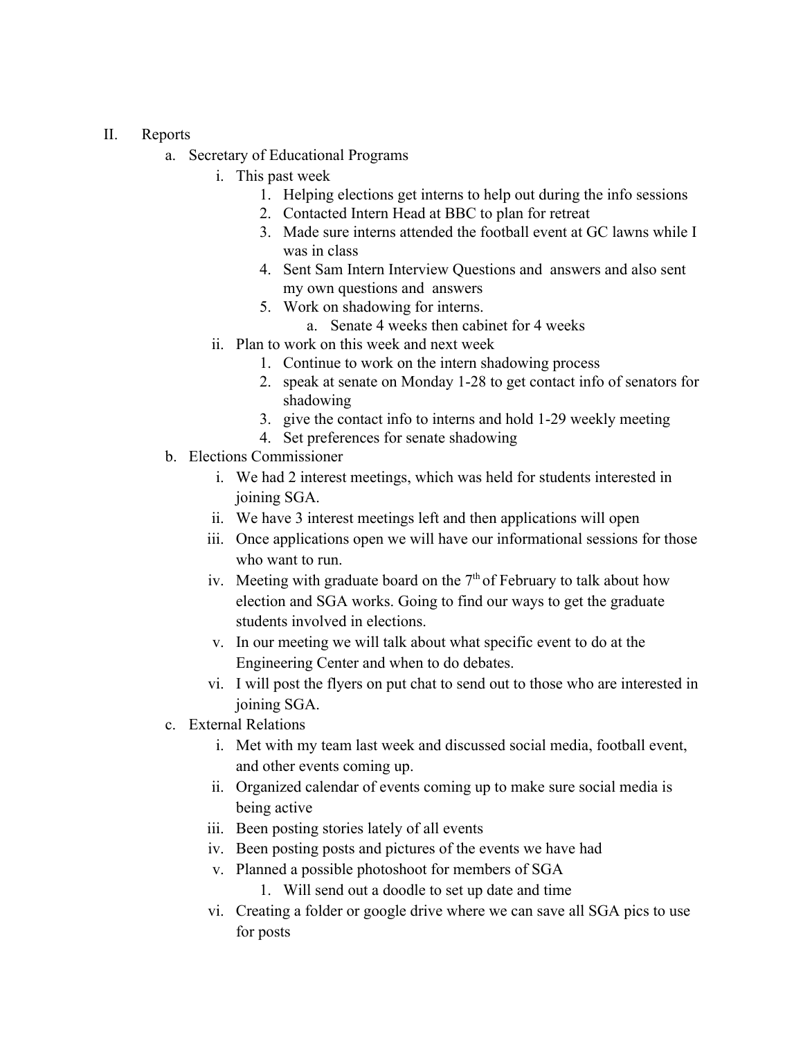II. Reports
   a. Secretary of Educational Programs
      i. This past week
         1. Helping elections get interns to help out during the info sessions
         2. Contacted Intern Head at BBC to plan for retreat
         3. Made sure interns attended the football event at GC lawns while I was in class
         4. Sent Sam Intern Interview Questions and answers and also sent my own questions and answers
         5. Work on shadowing for interns.
            a. Senate 4 weeks then cabinet for 4 weeks
      ii. Plan to work on this week and next week
         1. Continue to work on the intern shadowing process
         2. speak at senate on Monday 1-28 to get contact info of senators for shadowing
         3. give the contact info to interns and hold 1-29 weekly meeting
         4. Set preferences for senate shadowing
   b. Elections Commissioner
      i. We had 2 interest meetings, which was held for students interested in joining SGA.
      ii. We have 3 interest meetings left and then applications will open
      iii. Once applications open we will have our informational sessions for those who want to run.
      iv. Meeting with graduate board on the 7th of February to talk about how election and SGA works. Going to find our ways to get the graduate students involved in elections.
      v. In our meeting we will talk about what specific event to do at the Engineering Center and when to do debates.
      vi. I will post the flyers on put chat to send out to those who are interested in joining SGA.
   c. External Relations
      i. Met with my team last week and discussed social media, football event, and other events coming up.
      ii. Organized calendar of events coming up to make sure social media is being active
      iii. Been posting stories lately of all events
      iv. Been posting posts and pictures of the events we have had
      v. Planned a possible photoshoot for members of SGA
         1. Will send out a doodle to set up date and time
      vi. Creating a folder or google drive where we can save all SGA pics to use for posts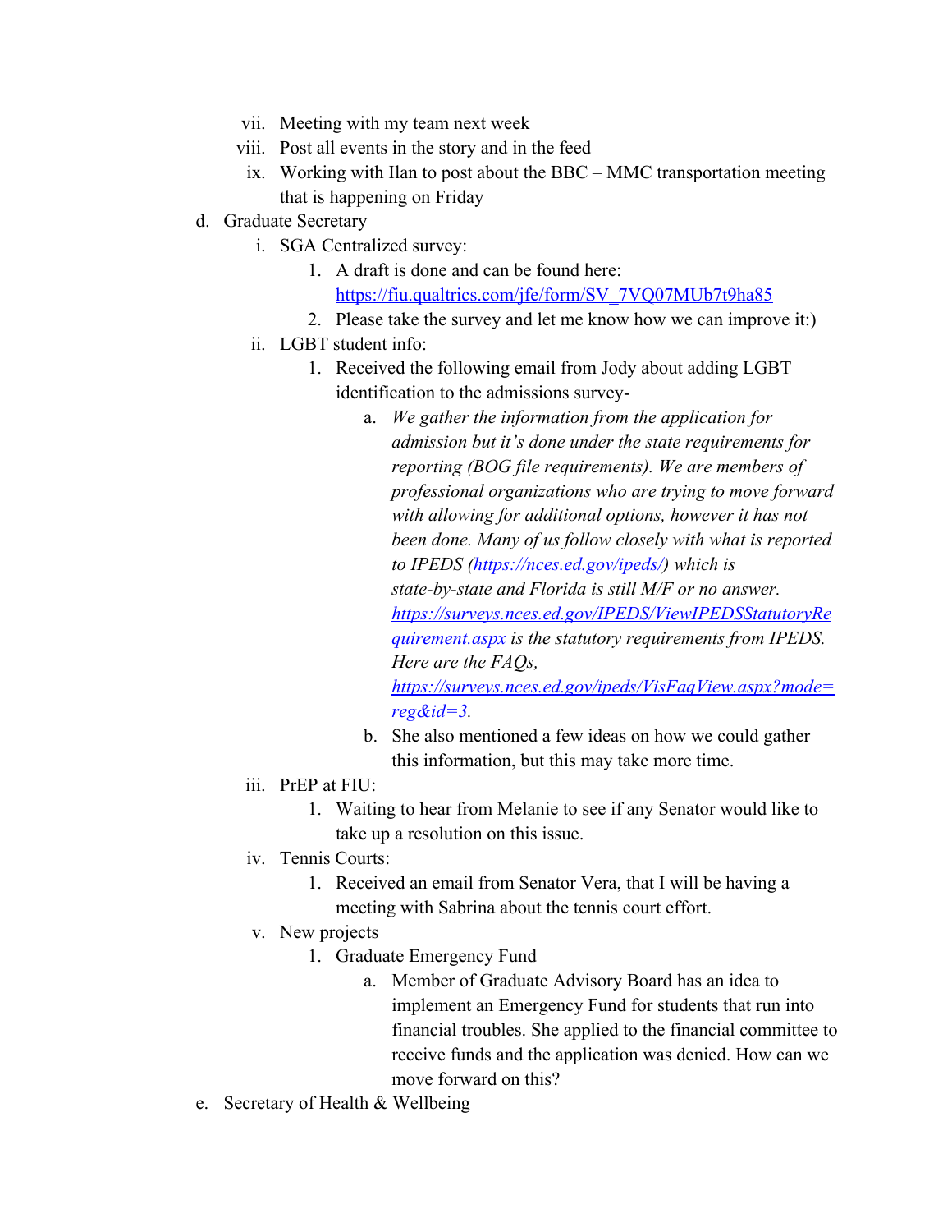vii. Meeting with my team next week
viii. Post all events in the story and in the feed
ix. Working with Ilan to post about the BBC – MMC transportation meeting that is happening on Friday

d. Graduate Secretary
   i. SGA Centralized survey:
      1. A draft is done and can be found here: [https://fiu.qualtrics.com/jfe/form/SV_7VQ07MUb7t9ha85](https://fiu.qualtrics.com/jfe/form/SV_7VQ07MUb7t9ha85)
      2. Please take the survey and let me know how we can improve it:)
   ii. LGBT student info:
      1. Received the following email from Jody about adding LGBT identification to the admissions survey-
         a. *We gather the information from the application for admission but it's done under the state requirements for reporting (BOG file requirements). We are members of professional organizations who are trying to move forward with allowing for additional options, however it has not been done. Many of us follow closely with what is reported to IPEDS ([https://nces.ed.gov/ipeds/](https://nces.ed.gov/ipeds/)) which is state-by-state and Florida is still M/F or no answer. [https://surveys.nces.ed.gov/IPEDS/ViewIPEDSStatutoryRequirement.aspx](https://surveys.nces.ed.gov/IPEDS/ViewIPEDSStatutoryRequirement.aspx) is the statutory requirements from IPEDS. Here are the FAQs, [https://surveys.nces.ed.gov/ipeds/VisFaqView.aspx?mode=reg&id=3](https://surveys.nces.ed.gov/ipeds/VisFaqView.aspx?mode=reg&id=3).*
         b. She also mentioned a few ideas on how we could gather this information, but this may take more time.
   iii. PrEP at FIU:
      1. Waiting to hear from Melanie to see if any Senator would like to take up a resolution on this issue.
   iv. Tennis Courts:
      1. Received an email from Senator Vera, that I will be having a meeting with Sabrina about the tennis court effort.
   v. New projects
      1. Graduate Emergency Fund
         a. Member of Graduate Advisory Board has an idea to implement an Emergency Fund for students that run into financial troubles. She applied to the financial committee to receive funds and the application was denied. How can we move forward on this?

e. Secretary of Health & Wellbeing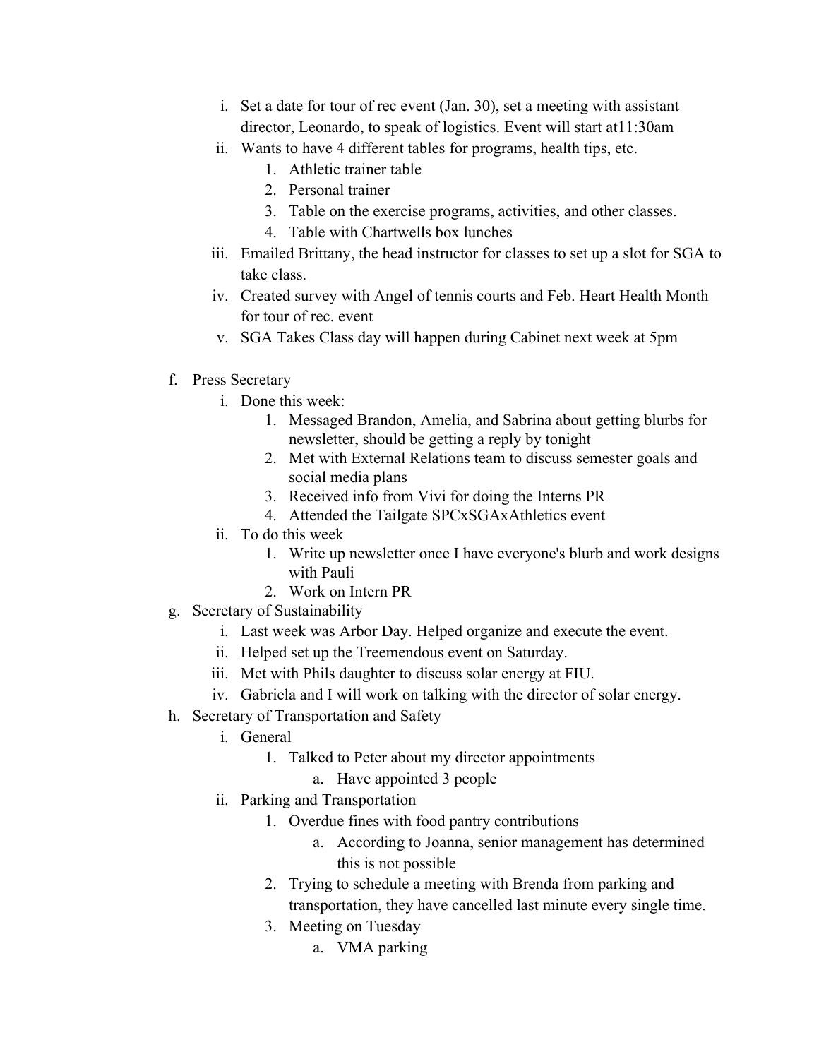i. Set a date for tour of rec event (Jan. 30), set a meeting with assistant director, Leonardo, to speak of logistics. Event will start at11:30am
   ii. Wants to have 4 different tables for programs, health tips, etc.
      1. Athletic trainer table
      2. Personal trainer
      3. Table on the exercise programs, activities, and other classes.
      4. Table with Chartwells box lunches
   iii. Emailed Brittany, the head instructor for classes to set up a slot for SGA to take class.
   iv. Created survey with Angel of tennis courts and Feb. Heart Health Month for tour of rec. event
   v. SGA Takes Class day will happen during Cabinet next week at 5pm

f. Press Secretary
   i. Done this week:
      1. Messaged Brandon, Amelia, and Sabrina about getting blurbs for newsletter, should be getting a reply by tonight
      2. Met with External Relations team to discuss semester goals and social media plans
      3. Received info from Vivi for doing the Interns PR
      4. Attended the Tailgate SPCxSGAxAthletics event
   ii. To do this week
      1. Write up newsletter once I have everyone's blurb and work designs with Pauli
      2. Work on Intern PR

g. Secretary of Sustainability
   i. Last week was Arbor Day. Helped organize and execute the event.
   ii. Helped set up the Treemendous event on Saturday.
   iii. Met with Phils daughter to discuss solar energy at FIU.
   iv. Gabriela and I will work on talking with the director of solar energy.

h. Secretary of Transportation and Safety
   i. General
      1. Talked to Peter about my director appointments
         a. Have appointed 3 people
   ii. Parking and Transportation
      1. Overdue fines with food pantry contributions
         a. According to Joanna, senior management has determined this is not possible
      2. Trying to schedule a meeting with Brenda from parking and transportation, they have cancelled last minute every single time.
      3. Meeting on Tuesday
         a. VMA parking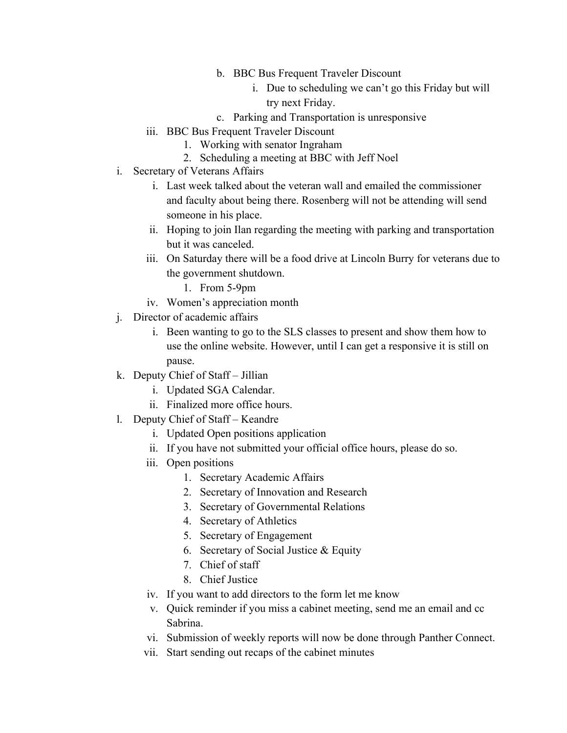b. BBC Bus Frequent Traveler Discount
    i. Due to scheduling we can't go this Friday but will try next Friday.
c. Parking and Transportation is unresponsive

iii. BBC Bus Frequent Traveler Discount
    1. Working with senator Ingraham
    2. Scheduling a meeting at BBC with Jeff Noel

i. Secretary of Veterans Affairs
    i. Last week talked about the veteran wall and emailed the commissioner and faculty about being there. Rosenberg will not be attending will send someone in his place.
    ii. Hoping to join Ilan regarding the meeting with parking and transportation but it was canceled.
    iii. On Saturday there will be a food drive at Lincoln Burry for veterans due to the government shutdown.
        1. From 5-9pm
    iv. Women's appreciation month

j. Director of academic affairs
    i. Been wanting to go to the SLS classes to present and show them how to use the online website. However, until I can get a responsive it is still on pause.

k. Deputy Chief of Staff – Jillian
    i. Updated SGA Calendar.
    ii. Finalized more office hours.

l. Deputy Chief of Staff – Keandre
    i. Updated Open positions application
    ii. If you have not submitted your official office hours, please do so.
    iii. Open positions
        1. Secretary Academic Affairs
        2. Secretary of Innovation and Research
        3. Secretary of Governmental Relations
        4. Secretary of Athletics
        5. Secretary of Engagement
        6. Secretary of Social Justice & Equity
        7. Chief of staff
        8. Chief Justice
    iv. If you want to add directors to the form let me know
    v. Quick reminder if you miss a cabinet meeting, send me an email and cc Sabrina.
    vi. Submission of weekly reports will now be done through Panther Connect.
    vii. Start sending out recaps of the cabinet minutes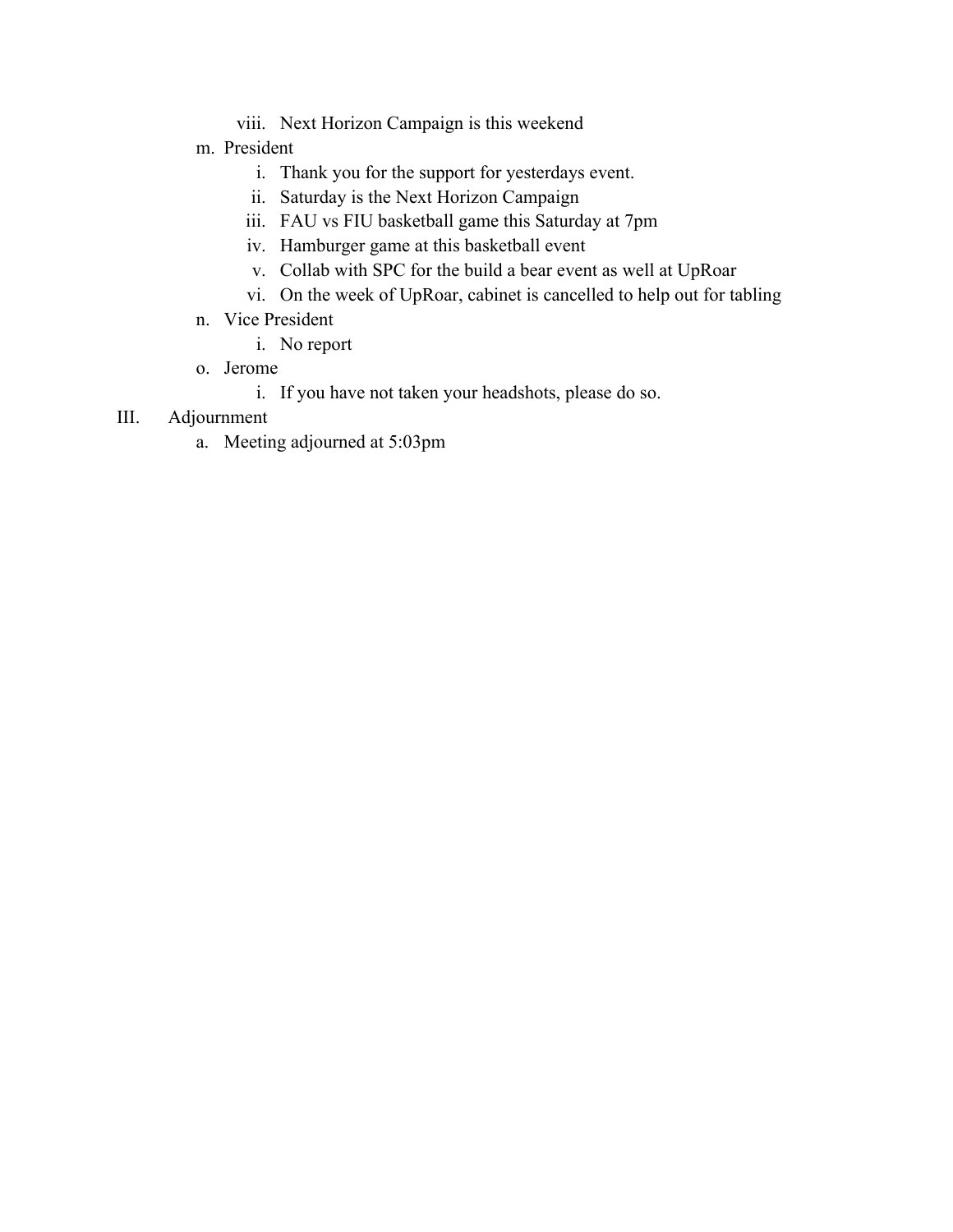viii. Next Horizon Campaign is this weekend

m. President
   i. Thank you for the support for yesterdays event.
   ii. Saturday is the Next Horizon Campaign
   iii. FAU vs FIU basketball game this Saturday at 7pm
   iv. Hamburger game at this basketball event
   v. Collab with SPC for the build a bear event as well at UpRoar
   vi. On the week of UpRoar, cabinet is cancelled to help out for tabling

n. Vice President
   i. No report

o. Jerome
   i. If you have not taken your headshots, please do so.

III. Adjournment

a. Meeting adjourned at 5:03pm